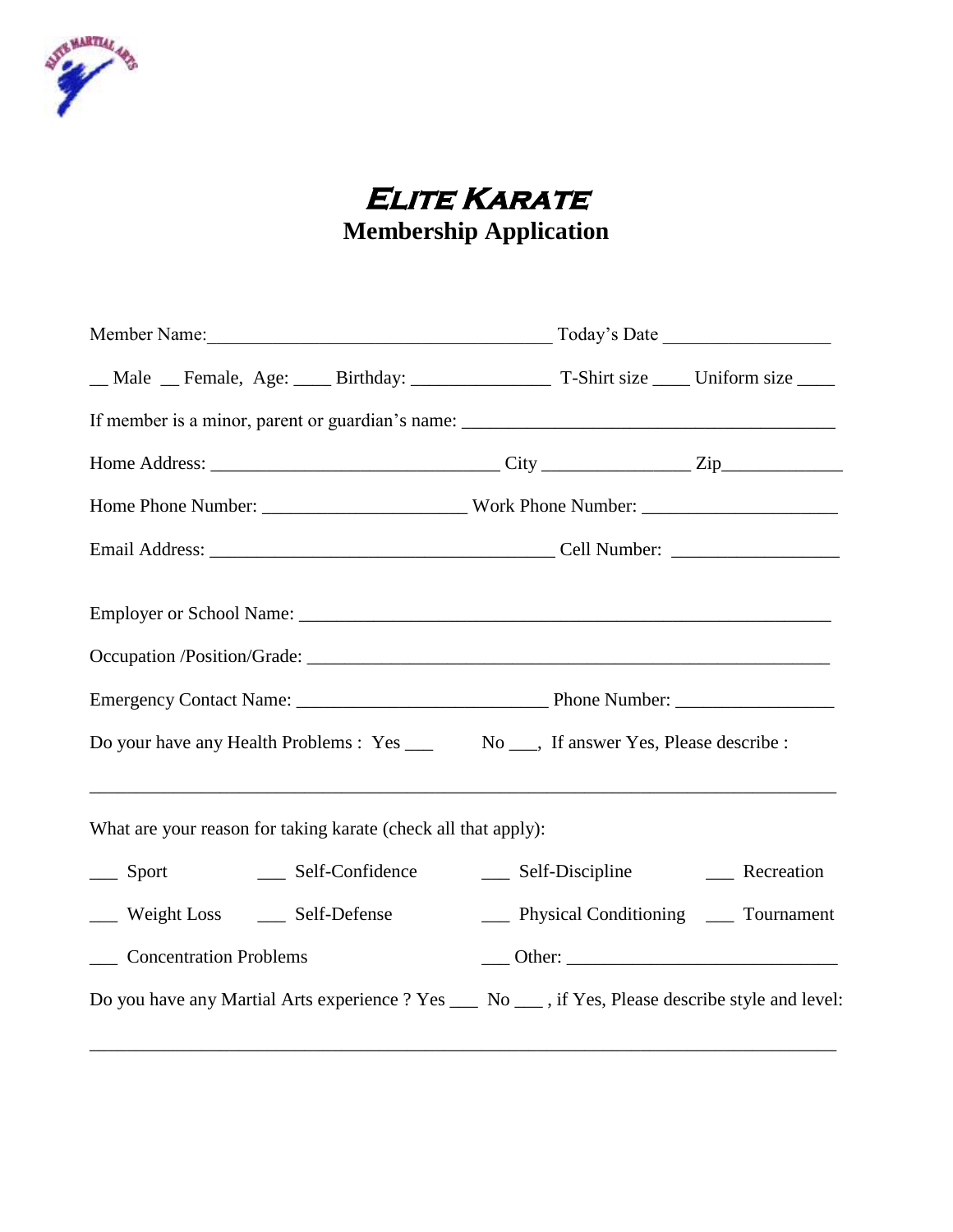# Elite Karate
## Membership Application

Member Name:_____________________________________ Today's Date _________________

__ Male __ Female, Age: ____ Birthday: _______________ T-Shirt size ____ Uniform size ____

If member is a minor, parent or guardian's name: _________________________________________

Home Address: ________________________________ City ________________ Zip_____________

Home Phone Number: ______________________ Work Phone Number: _____________________

Email Address: _____________________________________ Cell Number: __________________

Employer or School Name: __________________________________________________________

Occupation /Position/Grade: _________________________________________________________

Emergency Contact Name: ___________________________ Phone Number: _________________

Do your have any Health Problems : Yes ___ No ___, If answer Yes, Please describe :

_______________________________________________________________________________

What are your reason for taking karate (check all that apply):

___ Sport ___ Self-Confidence ___ Self-Discipline ___ Recreation

___ Weight Loss ___ Self-Defense ___ Physical Conditioning ___ Tournament

___ Concentration Problems ___ Other: _____________________________

Do you have any Martial Arts experience ? Yes ___ No ___ , if Yes, Please describe style and level:

_______________________________________________________________________________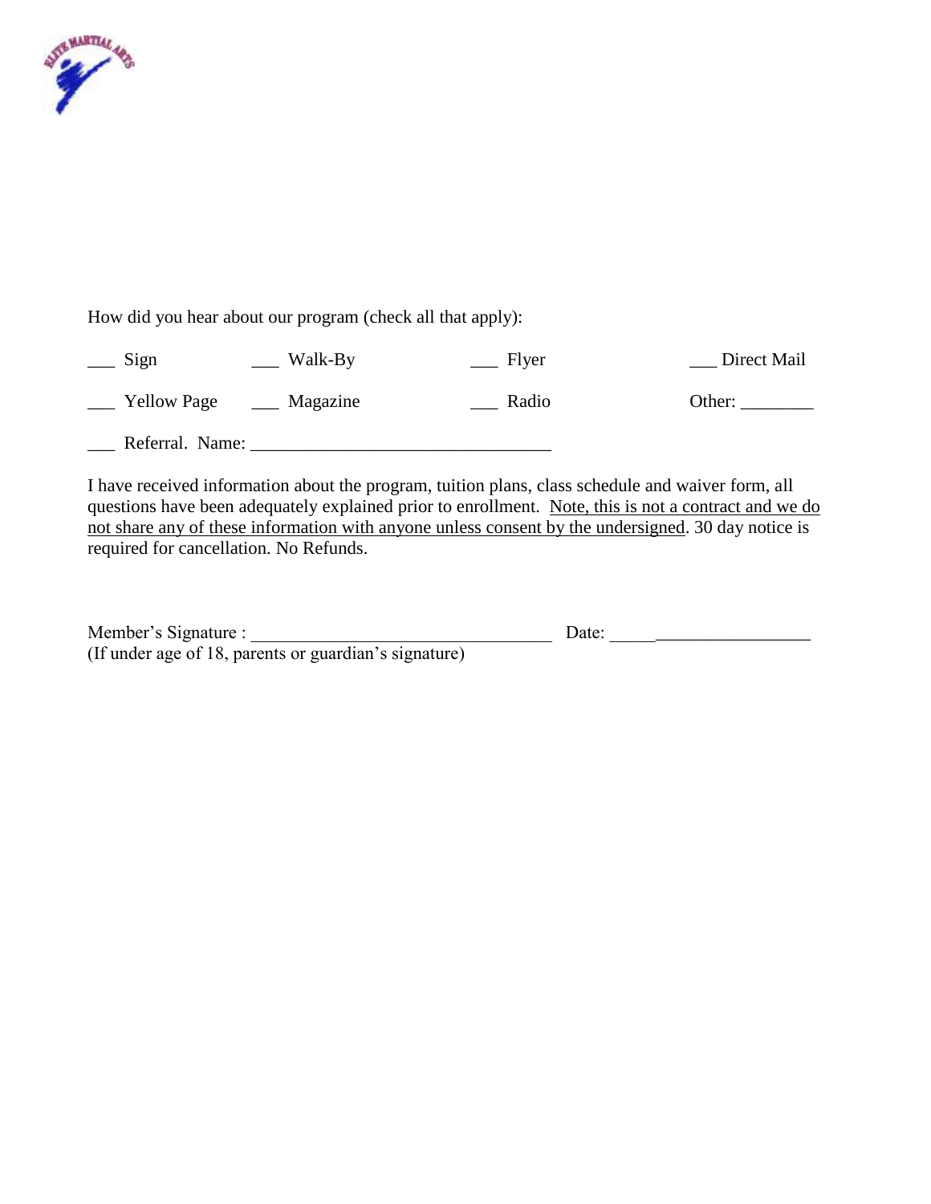How did you hear about our program (check all that apply):

___ Sign ___ Walk-By ___ Flyer ___ Direct Mail

___ Yellow Page ___ Magazine ___ Radio Other: ________

___ Referral. Name: _________________________________

I have received information about the program, tuition plans, class schedule and waiver form, all questions have been adequately explained prior to enrollment. Note, this is not a contract and we do not share any of these information with anyone unless consent by the undersigned. 30 day notice is required for cancellation. No Refunds.

Member's Signature : _________________________________ Date: ______________________
(If under age of 18, parents or guardian's signature)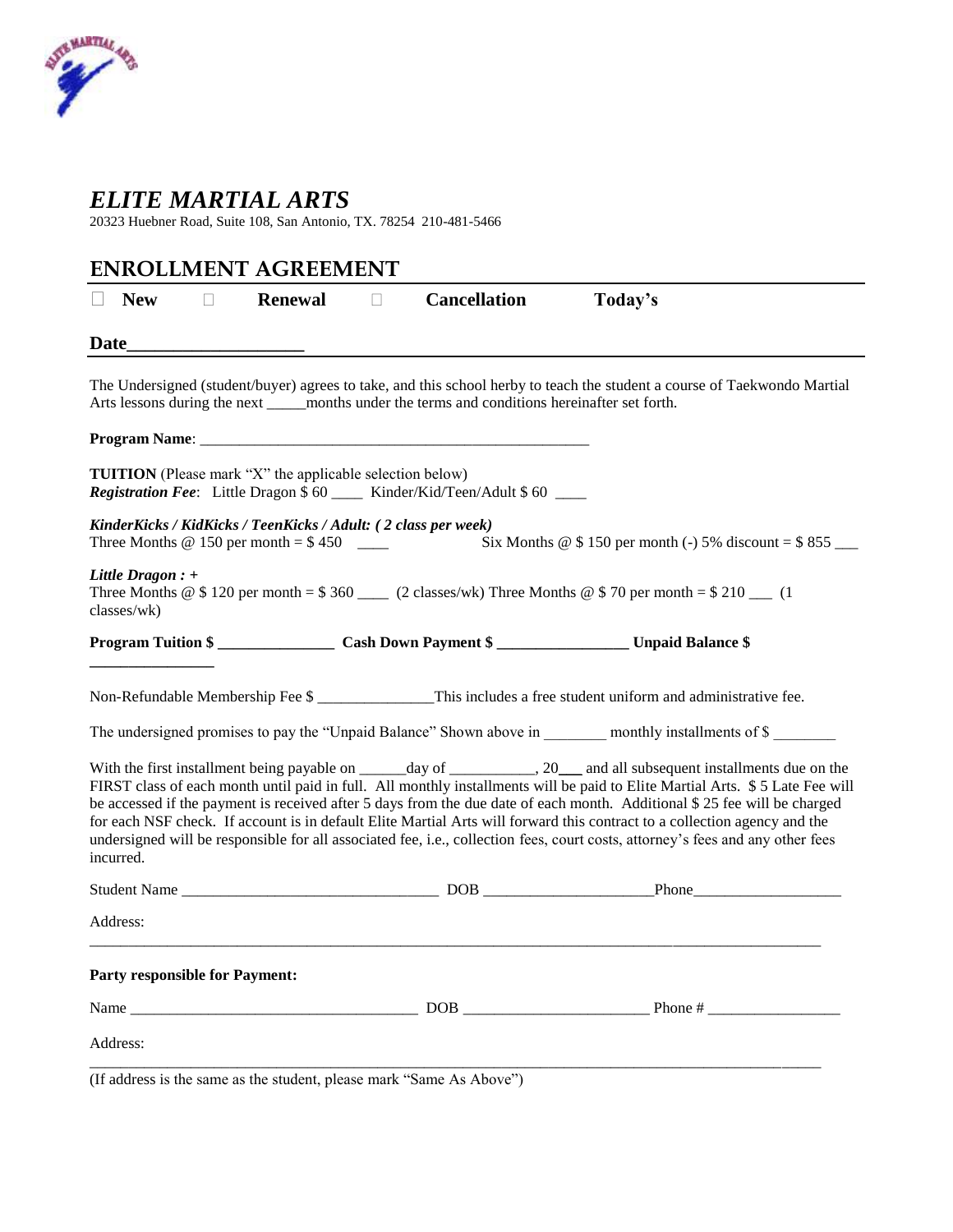# *ELITE MARTIAL ARTS*

20323 Huebner Road, Suite 108, San Antonio, TX. 78254 210-481-5466

## ENROLLMENT AGREEMENT

☐ **New** ☐ **Renewal** ☐ **Cancellation** **Today's**

**Date___________________**

The Undersigned (student/buyer) agrees to take, and this school herby to teach the student a course of Taekwondo Martial Arts lessons during the next _____months under the terms and conditions hereinafter set forth.

**Program Name**: _______________________________________________

**TUITION** (Please mark "X" the applicable selection below)
***Registration Fee***: Little Dragon $ 60 ____ Kinder/Kid/Teen/Adult $ 60 ____

***KinderKicks / KidKicks / TeenKicks / Adult: ( 2 class per week)***
Three Months @ 150 per month = $ 450 ____ Six Months @ $ 150 per month (-) 5% discount = $ 855 ___

***Little Dragon : +***
Three Months @ $ 120 per month = $ 360 ____ (2 classes/wk) Three Months @ $ 70 per month = $ 210 ___ (1 classes/wk)

**Program Tuition $ ______________ Cash Down Payment $ ________________ Unpaid Balance $ _______________**

Non-Refundable Membership Fee $ ______________This includes a free student uniform and administrative fee.

The undersigned promises to pay the "Unpaid Balance" Shown above in ________ monthly installments of $ ________

With the first installment being payable on ______day of ___________, 20___ and all subsequent installments due on the FIRST class of each month until paid in full. All monthly installments will be paid to Elite Martial Arts. $ 5 Late Fee will be accessed if the payment is received after 5 days from the due date of each month. Additional $ 25 fee will be charged for each NSF check. If account is in default Elite Martial Arts will forward this contract to a collection agency and the undersigned will be responsible for all associated fee, i.e., collection fees, court costs, attorney's fees and any other fees incurred.

Student Name ________________________________ DOB _____________________Phone___________________

Address:
_____________________________________________________________________________________________

**Party responsible for Payment:**

Name ____________________________________ DOB _______________________ Phone # _________________

Address:
_____________________________________________________________________________________________
(If address is the same as the student, please mark "Same As Above")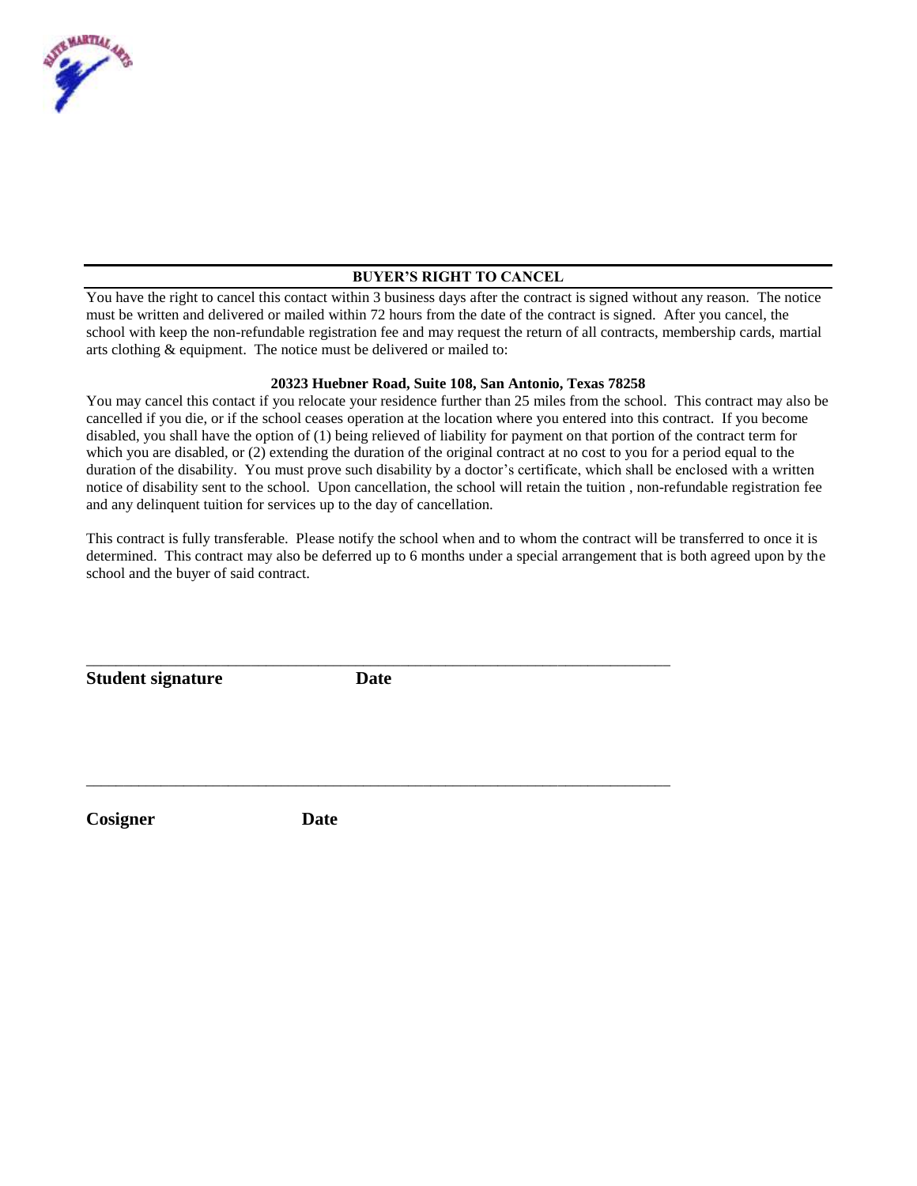## BUYER'S RIGHT TO CANCEL

You have the right to cancel this contact within 3 business days after the contract is signed without any reason. The notice must be written and delivered or mailed within 72 hours from the date of the contract is signed. After you cancel, the school with keep the non-refundable registration fee and may request the return of all contracts, membership cards, martial arts clothing & equipment. The notice must be delivered or mailed to:

**20323 Huebner Road, Suite 108, San Antonio, Texas 78258**

You may cancel this contact if you relocate your residence further than 25 miles from the school. This contract may also be cancelled if you die, or if the school ceases operation at the location where you entered into this contract. If you become disabled, you shall have the option of (1) being relieved of liability for payment on that portion of the contract term for which you are disabled, or (2) extending the duration of the original contract at no cost to you for a period equal to the duration of the disability. You must prove such disability by a doctor's certificate, which shall be enclosed with a written notice of disability sent to the school. Upon cancellation, the school will retain the tuition , non-refundable registration fee and any delinquent tuition for services up to the day of cancellation.

This contract is fully transferable. Please notify the school when and to whom the contract will be transferred to once it is determined. This contract may also be deferred up to 6 months under a special arrangement that is both agreed upon by the school and the buyer of said contract.

\_\_\_\_\_\_\_\_\_\_\_\_\_\_\_\_\_\_\_\_\_\_\_\_\_\_\_\_\_\_\_\_\_\_\_\_\_\_\_\_\_\_\_\_\_\_\_\_\_\_\_\_\_\_\_\_\_\_\_\_\_\_\_\_\_\_\_\_\_\_

**Student signature** **Date**

\_\_\_\_\_\_\_\_\_\_\_\_\_\_\_\_\_\_\_\_\_\_\_\_\_\_\_\_\_\_\_\_\_\_\_\_\_\_\_\_\_\_\_\_\_\_\_\_\_\_\_\_\_\_\_\_\_\_\_\_\_\_\_\_\_\_\_\_\_\_

**Cosigner** **Date**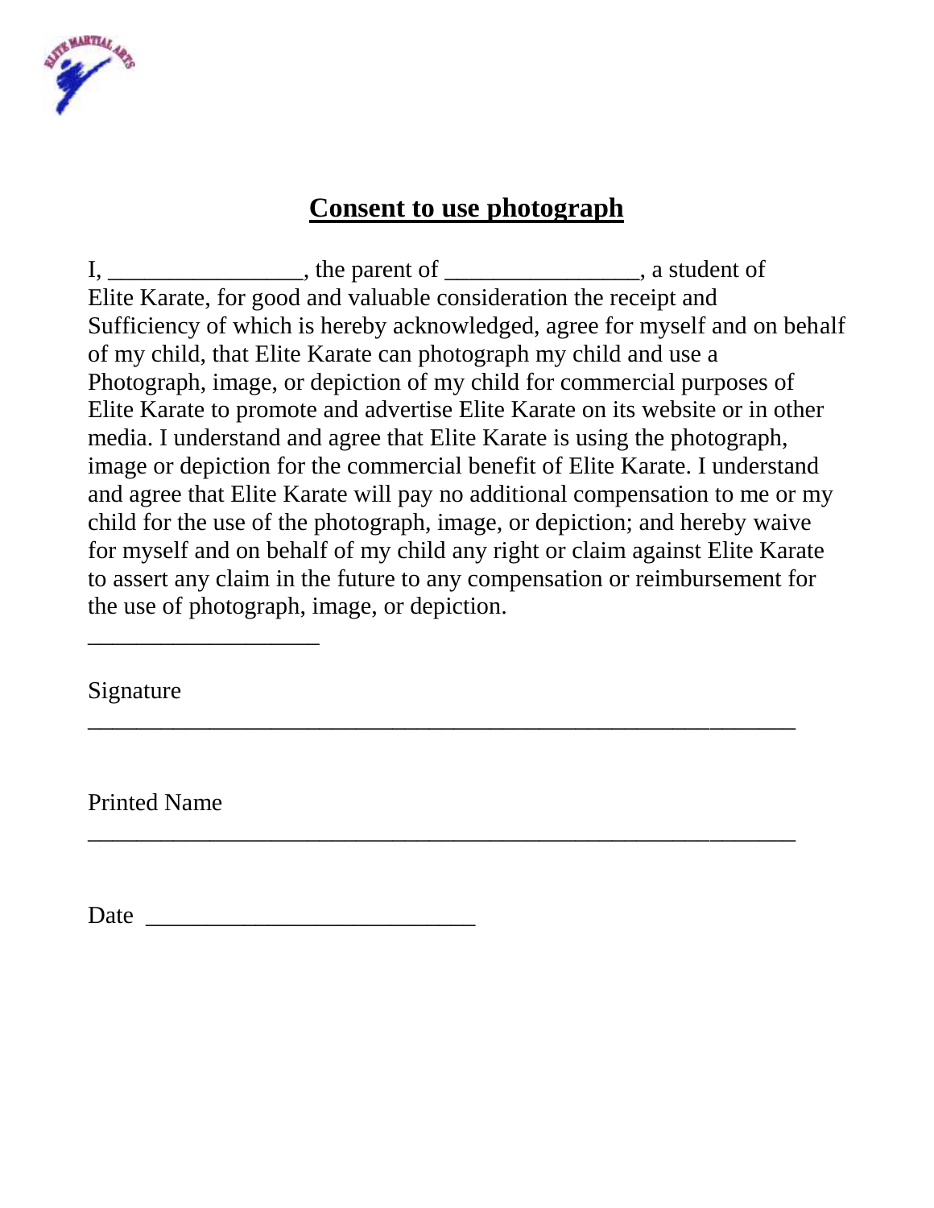## Consent to use photograph

I, ________________, the parent of ________________, a student of Elite Karate, for good and valuable consideration the receipt and Sufficiency of which is hereby acknowledged, agree for myself and on behalf of my child, that Elite Karate can photograph my child and use a Photograph, image, or depiction of my child for commercial purposes of Elite Karate to promote and advertise Elite Karate on its website or in other media. I understand and agree that Elite Karate is using the photograph, image or depiction for the commercial benefit of Elite Karate. I understand and agree that Elite Karate will pay no additional compensation to me or my child for the use of the photograph, image, or depiction; and hereby waive for myself and on behalf of my child any right or claim against Elite Karate to assert any claim in the future to any compensation or reimbursement for the use of photograph, image, or depiction.

___________________

Signature ________________________________________________________

Printed Name ________________________________________________________

Date ___________________________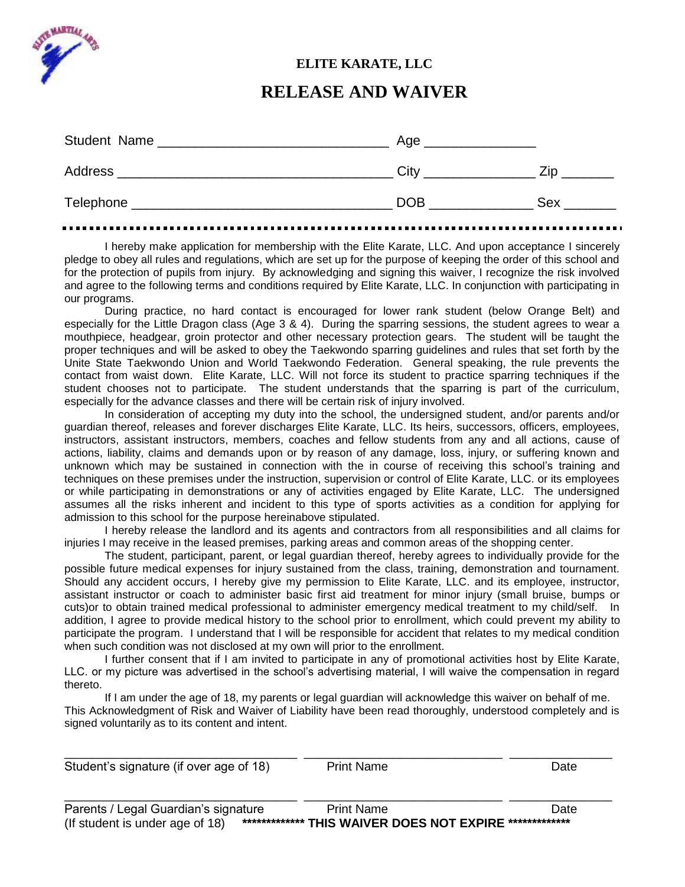**ELITE KARATE, LLC**

# RELEASE AND WAIVER

Student Name ______________________________ Age ______________

Address ____________________________________ City ______________ Zip _______

Telephone _________________________________ DOB _____________ Sex _______

I hereby make application for membership with the Elite Karate, LLC. And upon acceptance I sincerely pledge to obey all rules and regulations, which are set up for the purpose of keeping the order of this school and for the protection of pupils from injury. By acknowledging and signing this waiver, I recognize the risk involved and agree to the following terms and conditions required by Elite Karate, LLC. In conjunction with participating in our programs.

During practice, no hard contact is encouraged for lower rank student (below Orange Belt) and especially for the Little Dragon class (Age 3 & 4). During the sparring sessions, the student agrees to wear a mouthpiece, headgear, groin protector and other necessary protection gears. The student will be taught the proper techniques and will be asked to obey the Taekwondo sparring guidelines and rules that set forth by the Unite State Taekwondo Union and World Taekwondo Federation. General speaking, the rule prevents the contact from waist down. Elite Karate, LLC. Will not force its student to practice sparring techniques if the student chooses not to participate. The student understands that the sparring is part of the curriculum, especially for the advance classes and there will be certain risk of injury involved.

In consideration of accepting my duty into the school, the undersigned student, and/or parents and/or guardian thereof, releases and forever discharges Elite Karate, LLC. Its heirs, successors, officers, employees, instructors, assistant instructors, members, coaches and fellow students from any and all actions, cause of actions, liability, claims and demands upon or by reason of any damage, loss, injury, or suffering known and unknown which may be sustained in connection with the in course of receiving this school's training and techniques on these premises under the instruction, supervision or control of Elite Karate, LLC. or its employees or while participating in demonstrations or any of activities engaged by Elite Karate, LLC. The undersigned assumes all the risks inherent and incident to this type of sports activities as a condition for applying for admission to this school for the purpose hereinabove stipulated.

I hereby release the landlord and its agents and contractors from all responsibilities and all claims for injuries I may receive in the leased premises, parking areas and common areas of the shopping center.

The student, participant, parent, or legal guardian thereof, hereby agrees to individually provide for the possible future medical expenses for injury sustained from the class, training, demonstration and tournament. Should any accident occurs, I hereby give my permission to Elite Karate, LLC. and its employee, instructor, assistant instructor or coach to administer basic first aid treatment for minor injury (small bruise, bumps or cuts)or to obtain trained medical professional to administer emergency medical treatment to my child/self. In addition, I agree to provide medical history to the school prior to enrollment, which could prevent my ability to participate the program. I understand that I will be responsible for accident that relates to my medical condition when such condition was not disclosed at my own will prior to the enrollment.

I further consent that if I am invited to participate in any of promotional activities host by Elite Karate, LLC. or my picture was advertised in the school's advertising material, I will waive the compensation in regard thereto.

If I am under the age of 18, my parents or legal guardian will acknowledge this waiver on behalf of me. This Acknowledgment of Risk and Waiver of Liability have been read thoroughly, understood completely and is signed voluntarily as to its content and intent.

_________________________________ ____________________________ _______________

Student's signature (if over age of 18) Print Name Date

_________________________________ ____________________________ _______________

Parents / Legal Guardian's signature Print Name Date

(If student is under age of 18) ************* **THIS WAIVER DOES NOT EXPIRE** *************